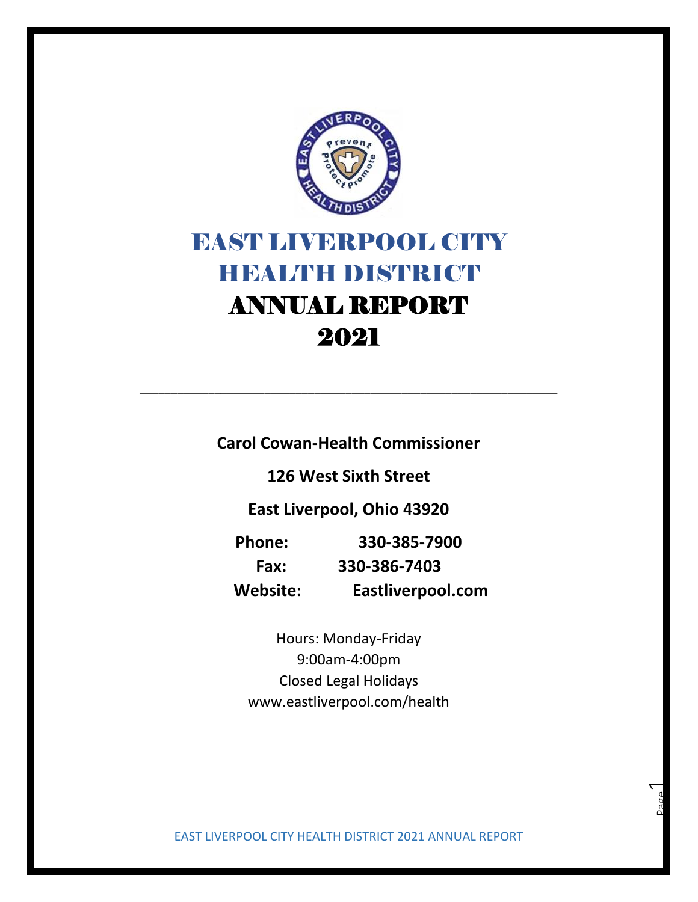# EAST LIVERPOOL CITY HEALTH DISTRICT

# ANNUAL REPORT 2021

---

**Carol Cowan-Health Commissioner**

**126 West Sixth Street**

**East Liverpool, Ohio 43920**

**Phone:** **330-385-7900**

**Fax:** **330-386-7403**

**Website:** **Eastliverpool.com**

Hours: Monday-Friday
9:00am-4:00pm
Closed Legal Holidays
www.eastliverpool.com/health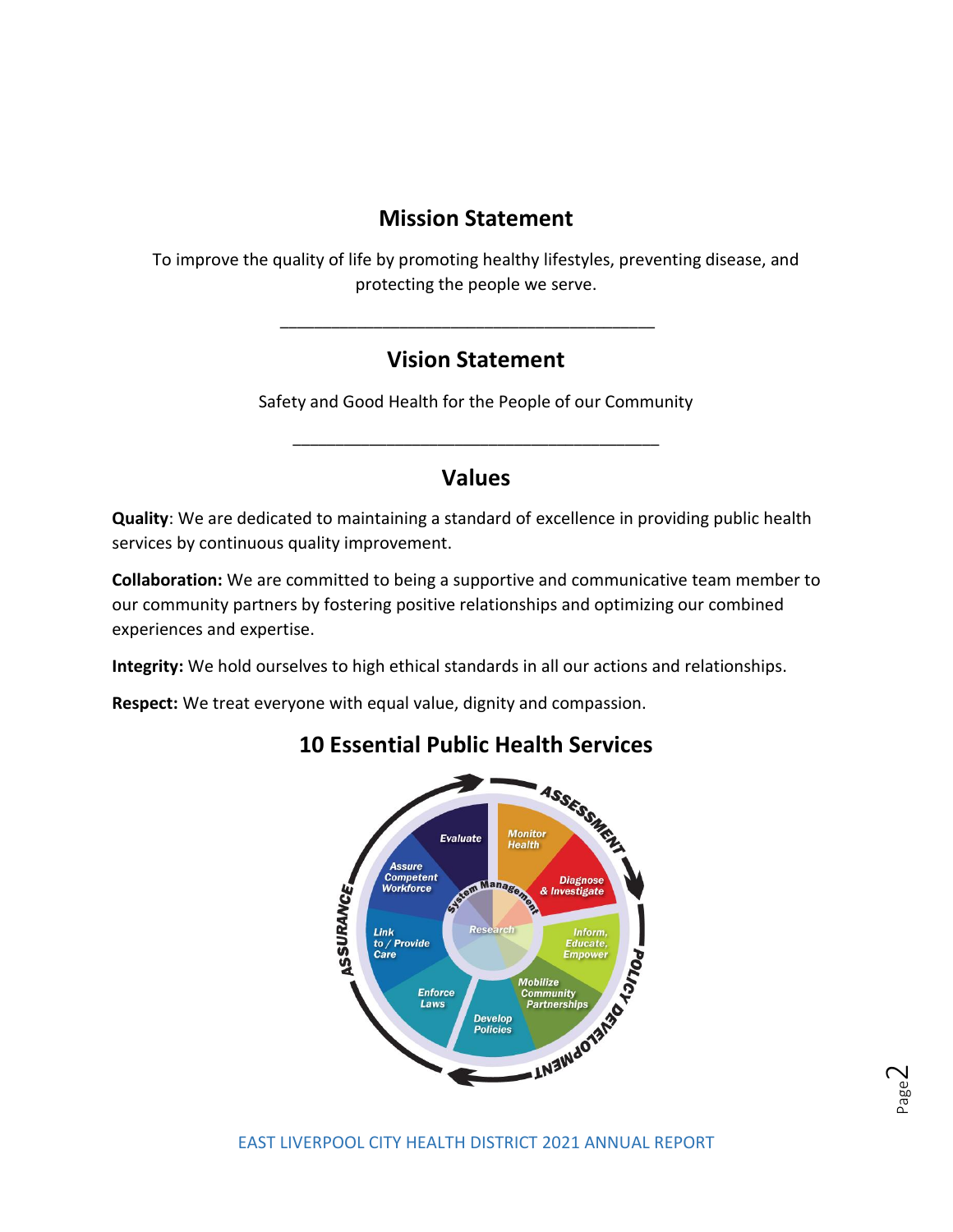## Mission Statement

To improve the quality of life by promoting healthy lifestyles, preventing disease, and protecting the people we serve.

---

## Vision Statement

Safety and Good Health for the People of our Community

---

## Values

**Quality**: We are dedicated to maintaining a standard of excellence in providing public health services by continuous quality improvement.

**Collaboration:** We are committed to being a supportive and communicative team member to our community partners by fostering positive relationships and optimizing our combined experiences and expertise.

**Integrity:** We hold ourselves to high ethical standards in all our actions and relationships.

**Respect:** We treat everyone with equal value, dignity and compassion.

## 10 Essential Public Health Services

ASSESSMENT: Monitor Health; Diagnose & Investigate

POLICY DEVELOPMENT: Inform, Educate, Empower; Mobilize Community Partnerships; Develop Policies

ASSURANCE: Enforce Laws; Link to / Provide Care; Assure Competent Workforce; Evaluate

System Management

Research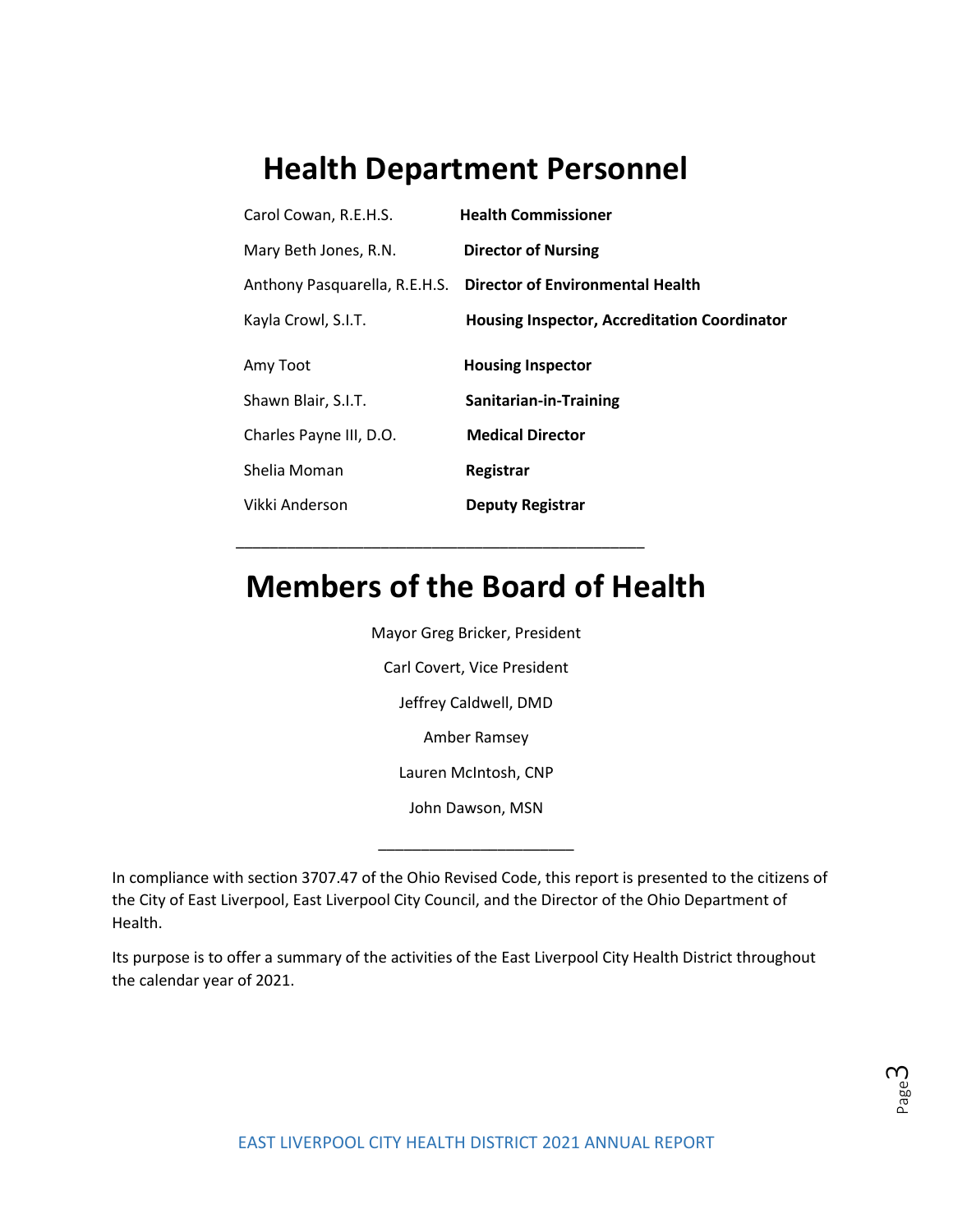# Health Department Personnel

| | |
|---|---|
| Carol Cowan, R.E.H.S. | **Health Commissioner** |
| Mary Beth Jones, R.N. | **Director of Nursing** |
| Anthony Pasquarella, R.E.H.S. | **Director of Environmental Health** |
| Kayla Crowl, S.I.T. | **Housing Inspector, Accreditation Coordinator** |
| Amy Toot | **Housing Inspector** |
| Shawn Blair, S.I.T. | **Sanitarian-in-Training** |
| Charles Payne III, D.O. | **Medical Director** |
| Shelia Moman | **Registrar** |
| Vikki Anderson | **Deputy Registrar** |

---

# Members of the Board of Health

Mayor Greg Bricker, President

Carl Covert, Vice President

Jeffrey Caldwell, DMD

Amber Ramsey

Lauren McIntosh, CNP

John Dawson, MSN

---

In compliance with section 3707.47 of the Ohio Revised Code, this report is presented to the citizens of the City of East Liverpool, East Liverpool City Council, and the Director of the Ohio Department of Health.

Its purpose is to offer a summary of the activities of the East Liverpool City Health District throughout the calendar year of 2021.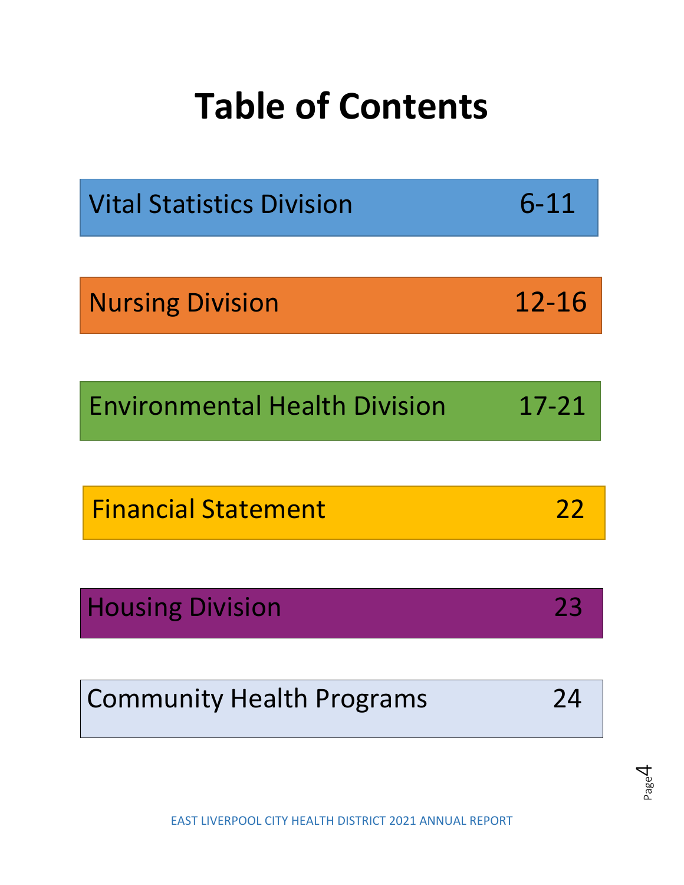# Table of Contents

| Section | Pages |
| --- | --- |
| Vital Statistics Division | 6-11 |
| Nursing Division | 12-16 |
| Environmental Health Division | 17-21 |
| Financial Statement | 22 |
| Housing Division | 23 |
| Community Health Programs | 24 |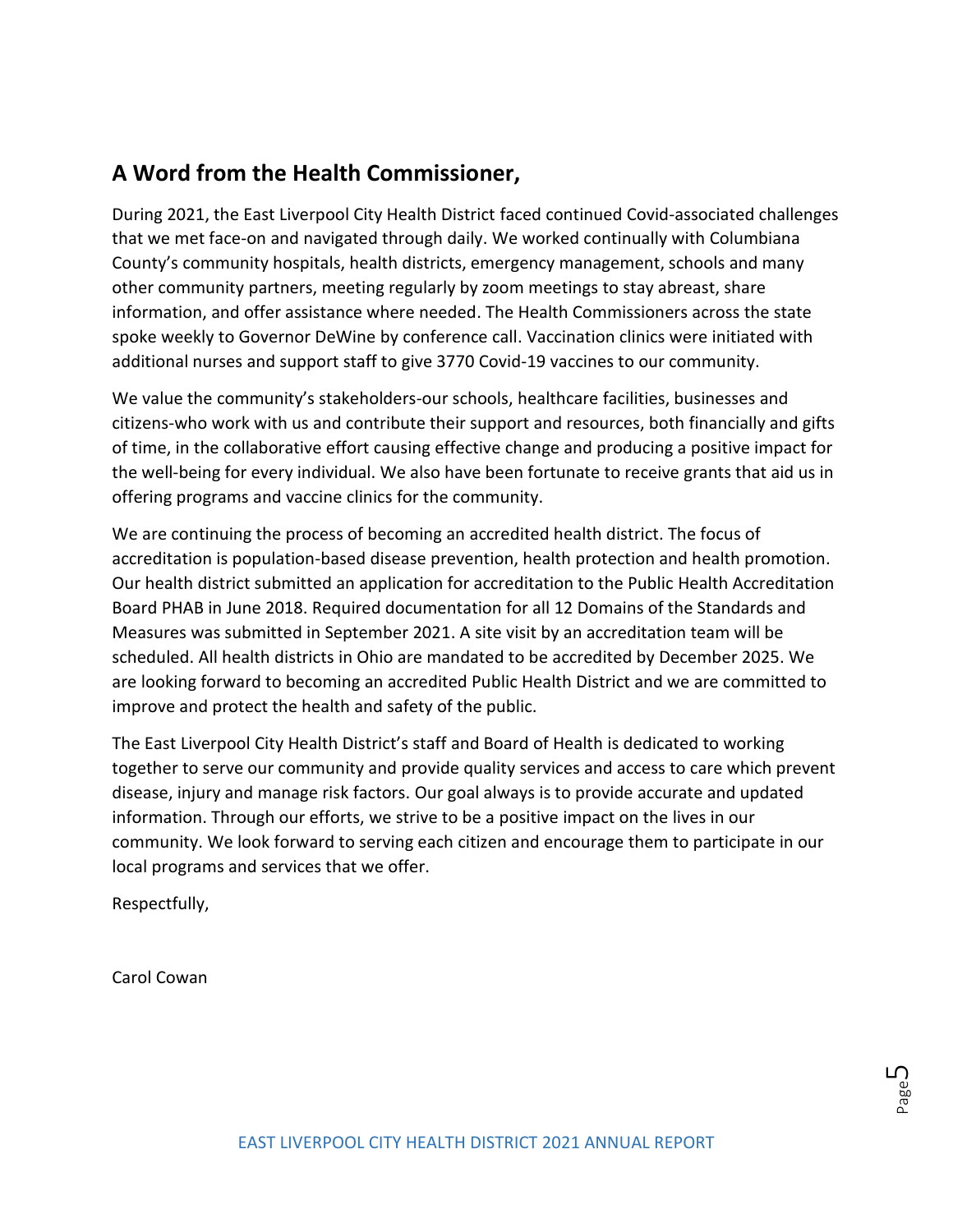## A Word from the Health Commissioner,

During 2021, the East Liverpool City Health District faced continued Covid-associated challenges that we met face-on and navigated through daily. We worked continually with Columbiana County's community hospitals, health districts, emergency management, schools and many other community partners, meeting regularly by zoom meetings to stay abreast, share information, and offer assistance where needed. The Health Commissioners across the state spoke weekly to Governor DeWine by conference call. Vaccination clinics were initiated with additional nurses and support staff to give 3770 Covid-19 vaccines to our community.

We value the community's stakeholders-our schools, healthcare facilities, businesses and citizens-who work with us and contribute their support and resources, both financially and gifts of time, in the collaborative effort causing effective change and producing a positive impact for the well-being for every individual. We also have been fortunate to receive grants that aid us in offering programs and vaccine clinics for the community.

We are continuing the process of becoming an accredited health district. The focus of accreditation is population-based disease prevention, health protection and health promotion. Our health district submitted an application for accreditation to the Public Health Accreditation Board PHAB in June 2018. Required documentation for all 12 Domains of the Standards and Measures was submitted in September 2021. A site visit by an accreditation team will be scheduled. All health districts in Ohio are mandated to be accredited by December 2025. We are looking forward to becoming an accredited Public Health District and we are committed to improve and protect the health and safety of the public.

The East Liverpool City Health District's staff and Board of Health is dedicated to working together to serve our community and provide quality services and access to care which prevent disease, injury and manage risk factors. Our goal always is to provide accurate and updated information. Through our efforts, we strive to be a positive impact on the lives in our community. We look forward to serving each citizen and encourage them to participate in our local programs and services that we offer.

Respectfully,

Carol Cowan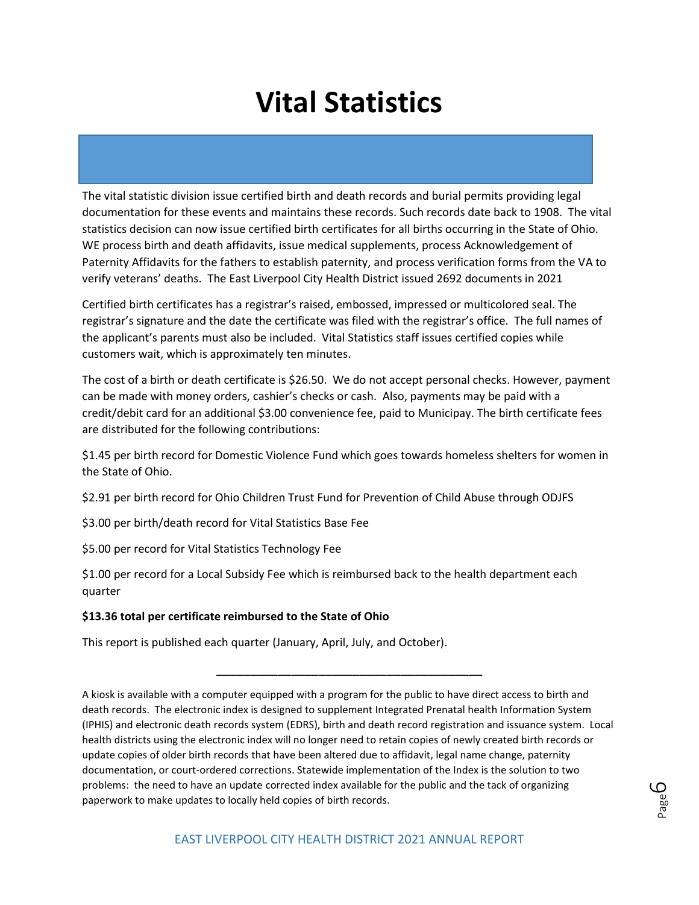# Vital Statistics

The vital statistic division issue certified birth and death records and burial permits providing legal documentation for these events and maintains these records. Such records date back to 1908. The vital statistics decision can now issue certified birth certificates for all births occurring in the State of Ohio. WE process birth and death affidavits, issue medical supplements, process Acknowledgement of Paternity Affidavits for the fathers to establish paternity, and process verification forms from the VA to verify veterans' deaths. The East Liverpool City Health District issued 2692 documents in 2021

Certified birth certificates has a registrar's raised, embossed, impressed or multicolored seal. The registrar's signature and the date the certificate was filed with the registrar's office. The full names of the applicant's parents must also be included. Vital Statistics staff issues certified copies while customers wait, which is approximately ten minutes.

The cost of a birth or death certificate is $26.50. We do not accept personal checks. However, payment can be made with money orders, cashier's checks or cash. Also, payments may be paid with a credit/debit card for an additional $3.00 convenience fee, paid to Municipay. The birth certificate fees are distributed for the following contributions:

$1.45 per birth record for Domestic Violence Fund which goes towards homeless shelters for women in the State of Ohio.

$2.91 per birth record for Ohio Children Trust Fund for Prevention of Child Abuse through ODJFS

$3.00 per birth/death record for Vital Statistics Base Fee

$5.00 per record for Vital Statistics Technology Fee

$1.00 per record for a Local Subsidy Fee which is reimbursed back to the health department each quarter

**$13.36 total per certificate reimbursed to the State of Ohio**

This report is published each quarter (January, April, July, and October).

---

A kiosk is available with a computer equipped with a program for the public to have direct access to birth and death records. The electronic index is designed to supplement Integrated Prenatal health Information System (IPHIS) and electronic death records system (EDRS), birth and death record registration and issuance system. Local health districts using the electronic index will no longer need to retain copies of newly created birth records or update copies of older birth records that have been altered due to affidavit, legal name change, paternity documentation, or court-ordered corrections. Statewide implementation of the Index is the solution to two problems: the need to have an update corrected index available for the public and the tack of organizing paperwork to make updates to locally held copies of birth records.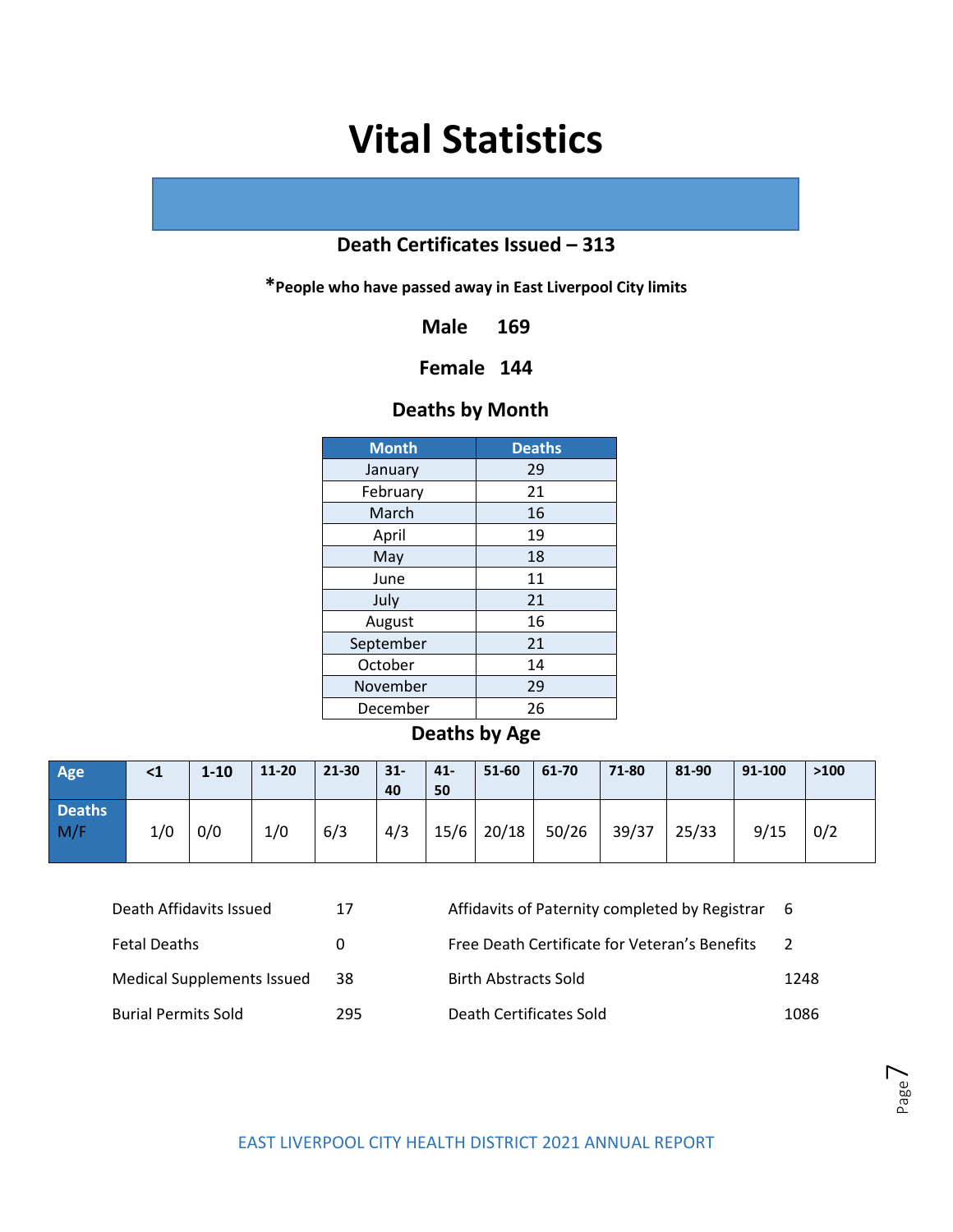# Vital Statistics

**Death Certificates Issued – 313**

***People who have passed away in East Liverpool City limits**

**Male 169**

**Female 144**

### Deaths by Month

| Month | Deaths |
|---|---|
| January | 29 |
| February | 21 |
| March | 16 |
| April | 19 |
| May | 18 |
| June | 11 |
| July | 21 |
| August | 16 |
| September | 21 |
| October | 14 |
| November | 29 |
| December | 26 |

### Deaths by Age

| Age | <1 | 1-10 | 11-20 | 21-30 | 31-40 | 41-50 | 51-60 | 61-70 | 71-80 | 81-90 | 91-100 | >100 |
|---|---|---|---|---|---|---|---|---|---|---|---|---|
| Deaths M/F | 1/0 | 0/0 | 1/0 | 6/3 | 4/3 | 15/6 | 20/18 | 50/26 | 39/37 | 25/33 | 9/15 | 0/2 |

| | | | |
|---|---|---|---|
| Death Affidavits Issued | 17 | Affidavits of Paternity completed by Registrar | 6 |
| Fetal Deaths | 0 | Free Death Certificate for Veteran's Benefits | 2 |
| Medical Supplements Issued | 38 | Birth Abstracts Sold | 1248 |
| Burial Permits Sold | 295 | Death Certificates Sold | 1086 |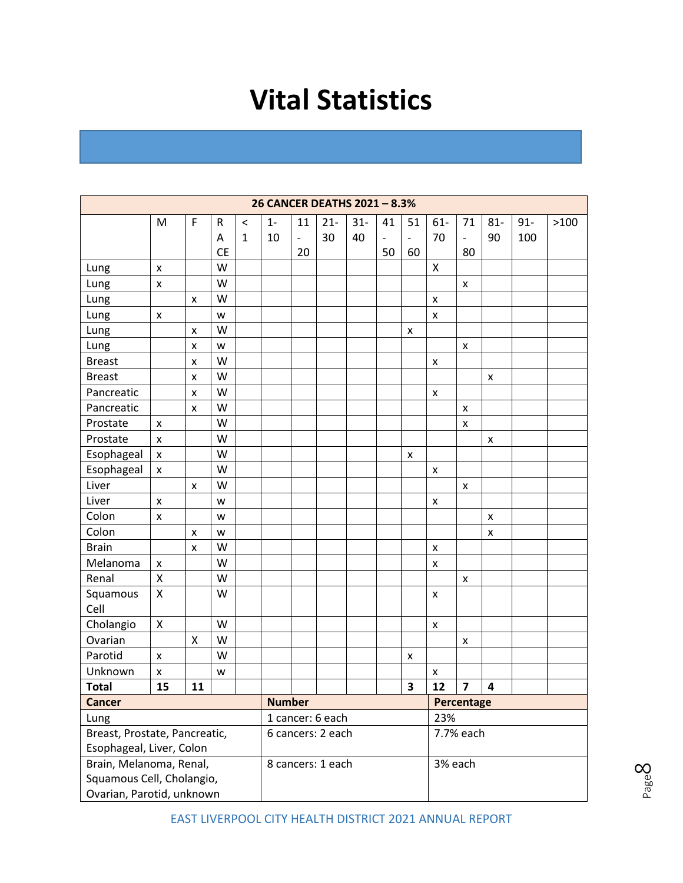# Vital Statistics

| 26 CANCER DEATHS 2021 – 8.3% | | | | | | | | | | | | | | | | |
|---|---|---|---|---|---|---|---|---|---|---|---|---|---|---|---|---|
| | M | F | RACE | <1 | 1-10 | 11-20 | 21-30 | 31-40 | 41-50 | 51-60 | 61-70 | 71-80 | 81-90 | 91-100 | >100 |
| Lung | x | | W | | | | | | | | X | | | | |
| Lung | x | | W | | | | | | | | | x | | | |
| Lung | | x | W | | | | | | | | x | | | | |
| Lung | x | | w | | | | | | | | x | | | | |
| Lung | | x | W | | | | | | | x | | | | | |
| Lung | | x | w | | | | | | | | | x | | | |
| Breast | | x | W | | | | | | | | x | | | | |
| Breast | | x | W | | | | | | | | | | x | | |
| Pancreatic | | x | W | | | | | | | | x | | | | |
| Pancreatic | | x | W | | | | | | | | | x | | | |
| Prostate | x | | W | | | | | | | | | x | | | |
| Prostate | x | | W | | | | | | | | | | x | | |
| Esophageal | x | | W | | | | | | | x | | | | | |
| Esophageal | x | | W | | | | | | | | x | | | | |
| Liver | | x | W | | | | | | | | | x | | | |
| Liver | x | | w | | | | | | | | x | | | | |
| Colon | x | | w | | | | | | | | | | x | | |
| Colon | | x | w | | | | | | | | | | x | | |
| Brain | | x | W | | | | | | | | x | | | | |
| Melanoma | x | | W | | | | | | | | x | | | | |
| Renal | X | | W | | | | | | | | | x | | | |
| Squamous Cell | X | | W | | | | | | | | x | | | | |
| Cholangio | X | | W | | | | | | | | x | | | | |
| Ovarian | | X | W | | | | | | | | | x | | | |
| Parotid | x | | W | | | | | | | x | | | | | |
| Unknown | x | | w | | | | | | | | x | | | | |
| **Total** | **15** | **11** | | | | | | | | **3** | **12** | **7** | **4** | | |

| Cancer | Number | Percentage |
|---|---|---|
| Lung | 1 cancer: 6 each | 23% |
| Breast, Prostate, Pancreatic, Esophageal, Liver, Colon | 6 cancers: 2 each | 7.7% each |
| Brain, Melanoma, Renal, Squamous Cell, Cholangio, Ovarian, Parotid, unknown | 8 cancers: 1 each | 3% each |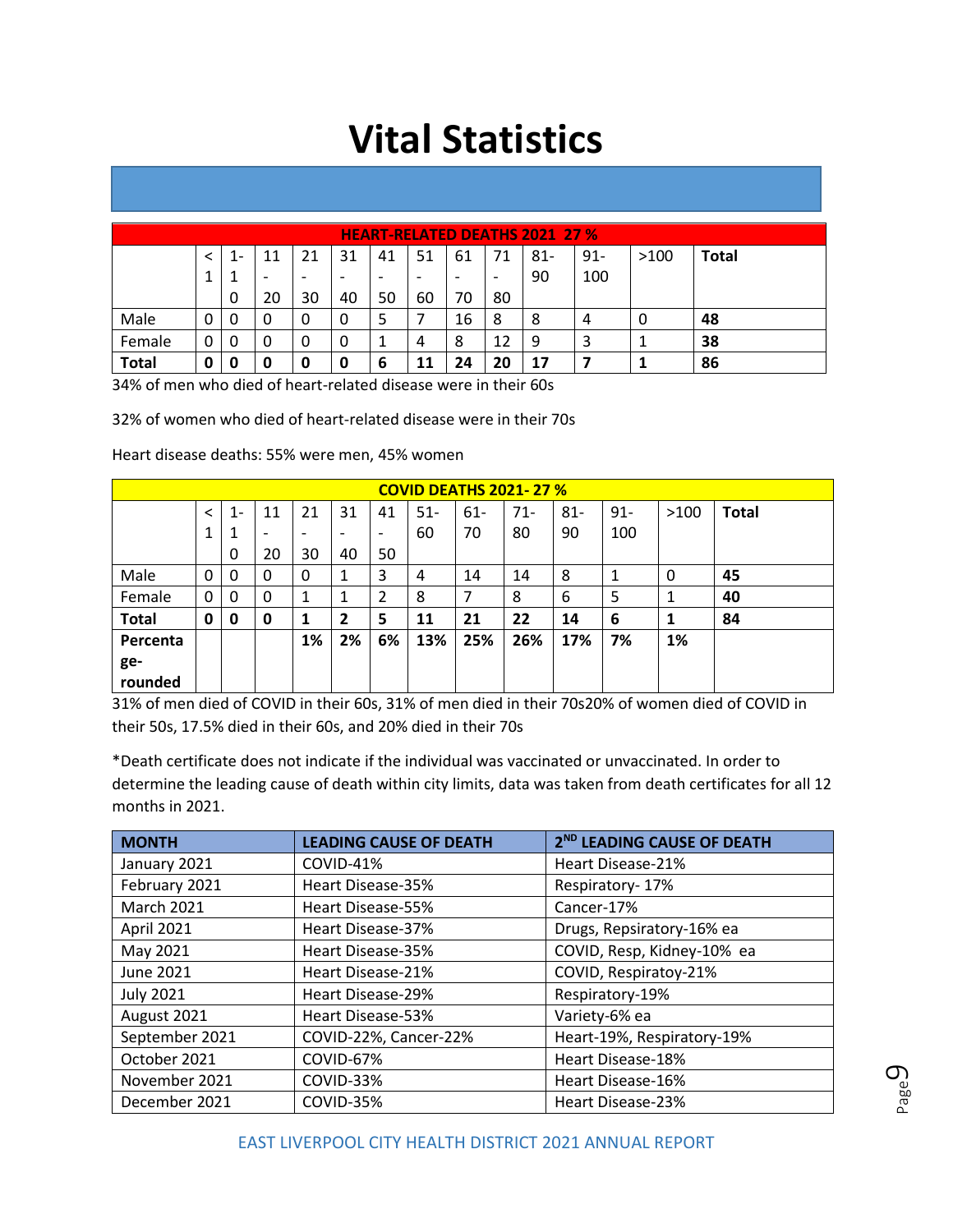# Vital Statistics

| HEART-RELATED DEATHS 2021 27 % | | | | | | | | | | | | | |
|---|---|---|---|---|---|---|---|---|---|---|---|---|---|
| | <1 | 1-10 | 11-20 | 21-30 | 31-40 | 41-50 | 51-60 | 61-70 | 71-80 | 81-90 | 91-100 | >100 | Total |
| Male | 0 | 0 | 0 | 0 | 0 | 5 | 7 | 16 | 8 | 8 | 4 | 0 | **48** |
| Female | 0 | 0 | 0 | 0 | 0 | 1 | 4 | 8 | 12 | 9 | 3 | 1 | **38** |
| **Total** | **0** | **0** | **0** | **0** | **0** | **6** | **11** | **24** | **20** | **17** | **7** | **1** | **86** |

34% of men who died of heart-related disease were in their 60s

32% of women who died of heart-related disease were in their 70s

Heart disease deaths: 55% were men, 45% women

| COVID DEATHS 2021- 27 % | | | | | | | | | | | | | |
|---|---|---|---|---|---|---|---|---|---|---|---|---|---|
| | <1 | 1-10 | 11-20 | 21-30 | 31-40 | 41-50 | 51-60 | 61-70 | 71-80 | 81-90 | 91-100 | >100 | Total |
| Male | 0 | 0 | 0 | 0 | 1 | 3 | 4 | 14 | 14 | 8 | 1 | 0 | **45** |
| Female | 0 | 0 | 0 | 1 | 1 | 2 | 8 | 7 | 8 | 6 | 5 | 1 | **40** |
| **Total** | **0** | **0** | **0** | **1** | **2** | **5** | **11** | **21** | **22** | **14** | **6** | **1** | **84** |
| **Percentage-rounded** | | | | **1%** | **2%** | **6%** | **13%** | **25%** | **26%** | **17%** | **7%** | **1%** | |

31% of men died of COVID in their 60s, 31% of men died in their 70s20% of women died of COVID in their 50s, 17.5% died in their 60s, and 20% died in their 70s

*Death certificate does not indicate if the individual was vaccinated or unvaccinated. In order to determine the leading cause of death within city limits, data was taken from death certificates for all 12 months in 2021.

| MONTH | LEADING CAUSE OF DEATH | 2ND LEADING CAUSE OF DEATH |
|---|---|---|
| January 2021 | COVID-41% | Heart Disease-21% |
| February 2021 | Heart Disease-35% | Respiratory- 17% |
| March 2021 | Heart Disease-55% | Cancer-17% |
| April 2021 | Heart Disease-37% | Drugs, Repsiratory-16% ea |
| May 2021 | Heart Disease-35% | COVID, Resp, Kidney-10% ea |
| June 2021 | Heart Disease-21% | COVID, Respiratoy-21% |
| July 2021 | Heart Disease-29% | Respiratory-19% |
| August 2021 | Heart Disease-53% | Variety-6% ea |
| September 2021 | COVID-22%, Cancer-22% | Heart-19%, Respiratory-19% |
| October 2021 | COVID-67% | Heart Disease-18% |
| November 2021 | COVID-33% | Heart Disease-16% |
| December 2021 | COVID-35% | Heart Disease-23% |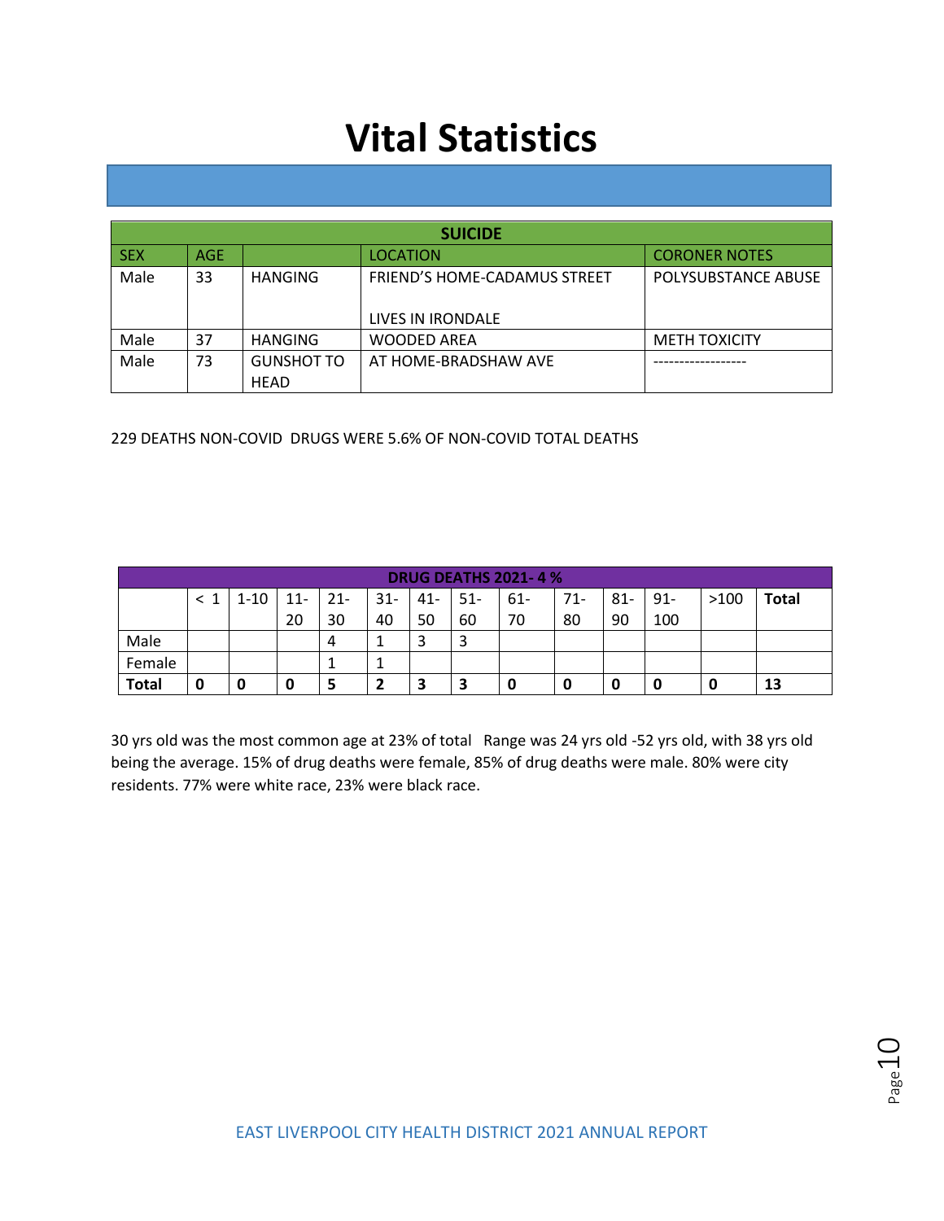# Vital Statistics

| SUICIDE | | | | |
|---|---|---|---|---|
| SEX | AGE | | LOCATION | CORONER NOTES |
| Male | 33 | HANGING | FRIEND'S HOME-CADAMUS STREET<br><br>LIVES IN IRONDALE | POLYSUBSTANCE ABUSE |
| Male | 37 | HANGING | WOODED AREA | METH TOXICITY |
| Male | 73 | GUNSHOT TO HEAD | AT HOME-BRADSHAW AVE | ------------------ |

229 DEATHS NON-COVID DRUGS WERE 5.6% OF NON-COVID TOTAL DEATHS

| DRUG DEATHS 2021- 4 % | | | | | | | | | | | | | |
|---|---|---|---|---|---|---|---|---|---|---|---|---|---|
| | < 1 | 1-10 | 11-20 | 21-30 | 31-40 | 41-50 | 51-60 | 61-70 | 71-80 | 81-90 | 91-100 | >100 | **Total** |
| Male | | | | 4 | 1 | 3 | 3 | | | | | | |
| Female | | | | 1 | 1 | | | | | | | | |
| **Total** | **0** | **0** | **0** | **5** | **2** | **3** | **3** | **0** | **0** | **0** | **0** | **0** | **13** |

30 yrs old was the most common age at 23% of total Range was 24 yrs old -52 yrs old, with 38 yrs old being the average. 15% of drug deaths were female, 85% of drug deaths were male. 80% were city residents. 77% were white race, 23% were black race.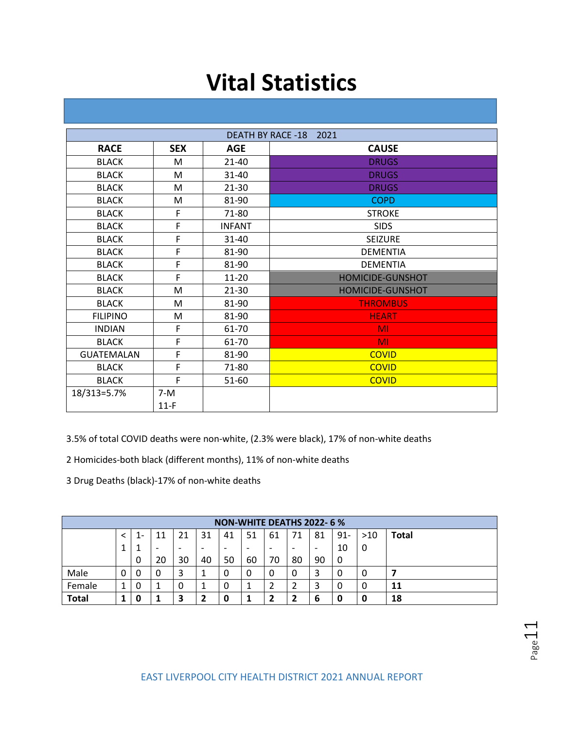# Vital Statistics

| DEATH BY RACE -18 2021 | | | |
|---|---|---|---|
| **RACE** | **SEX** | **AGE** | **CAUSE** |
| BLACK | M | 21-40 | DRUGS |
| BLACK | M | 31-40 | DRUGS |
| BLACK | M | 21-30 | DRUGS |
| BLACK | M | 81-90 | COPD |
| BLACK | F | 71-80 | STROKE |
| BLACK | F | INFANT | SIDS |
| BLACK | F | 31-40 | SEIZURE |
| BLACK | F | 81-90 | DEMENTIA |
| BLACK | F | 81-90 | DEMENTIA |
| BLACK | F | 11-20 | HOMICIDE-GUNSHOT |
| BLACK | M | 21-30 | HOMICIDE-GUNSHOT |
| BLACK | M | 81-90 | THROMBUS |
| FILIPINO | M | 81-90 | HEART |
| INDIAN | F | 61-70 | MI |
| BLACK | F | 61-70 | MI |
| GUATEMALAN | F | 81-90 | COVID |
| BLACK | F | 71-80 | COVID |
| BLACK | F | 51-60 | COVID |
| 18/313=5.7% | 7-M 11-F | | |

3.5% of total COVID deaths were non-white, (2.3% were black), 17% of non-white deaths

2 Homicides-both black (different months), 11% of non-white deaths

3 Drug Deaths (black)-17% of non-white deaths

| NON-WHITE DEATHS 2022- 6 % | | | | | | | | | | | | | |
|---|---|---|---|---|---|---|---|---|---|---|---|---|---|
| | < 1 | 1-10 | 11-20 | 21-30 | 31-40 | 41-50 | 51-60 | 61-70 | 71-80 | 81-90 | 91-100 | >100 | **Total** |
| Male | 0 | 0 | 0 | 3 | 1 | 0 | 0 | 0 | 0 | 3 | 0 | 0 | **7** |
| Female | 1 | 0 | 1 | 0 | 1 | 0 | 1 | 2 | 2 | 3 | 0 | 0 | **11** |
| **Total** | **1** | **0** | **1** | **3** | **2** | **0** | **1** | **2** | **2** | **6** | **0** | **0** | **18** |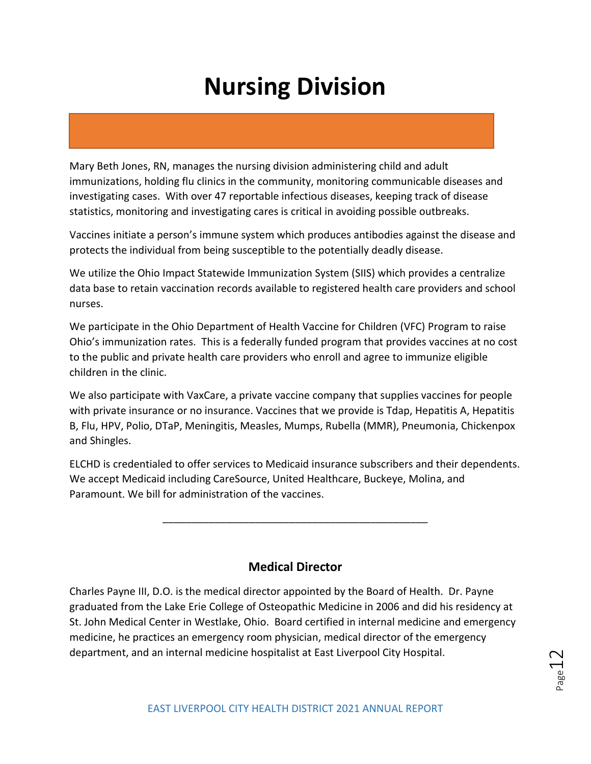# Nursing Division

Mary Beth Jones, RN, manages the nursing division administering child and adult immunizations, holding flu clinics in the community, monitoring communicable diseases and investigating cases. With over 47 reportable infectious diseases, keeping track of disease statistics, monitoring and investigating cares is critical in avoiding possible outbreaks.

Vaccines initiate a person's immune system which produces antibodies against the disease and protects the individual from being susceptible to the potentially deadly disease.

We utilize the Ohio Impact Statewide Immunization System (SIIS) which provides a centralize data base to retain vaccination records available to registered health care providers and school nurses.

We participate in the Ohio Department of Health Vaccine for Children (VFC) Program to raise Ohio's immunization rates. This is a federally funded program that provides vaccines at no cost to the public and private health care providers who enroll and agree to immunize eligible children in the clinic.

We also participate with VaxCare, a private vaccine company that supplies vaccines for people with private insurance or no insurance. Vaccines that we provide is Tdap, Hepatitis A, Hepatitis B, Flu, HPV, Polio, DTaP, Meningitis, Measles, Mumps, Rubella (MMR), Pneumonia, Chickenpox and Shingles.

ELCHD is credentialed to offer services to Medicaid insurance subscribers and their dependents. We accept Medicaid including CareSource, United Healthcare, Buckeye, Molina, and Paramount. We bill for administration of the vaccines.

---

## Medical Director

Charles Payne III, D.O. is the medical director appointed by the Board of Health. Dr. Payne graduated from the Lake Erie College of Osteopathic Medicine in 2006 and did his residency at St. John Medical Center in Westlake, Ohio. Board certified in internal medicine and emergency medicine, he practices an emergency room physician, medical director of the emergency department, and an internal medicine hospitalist at East Liverpool City Hospital.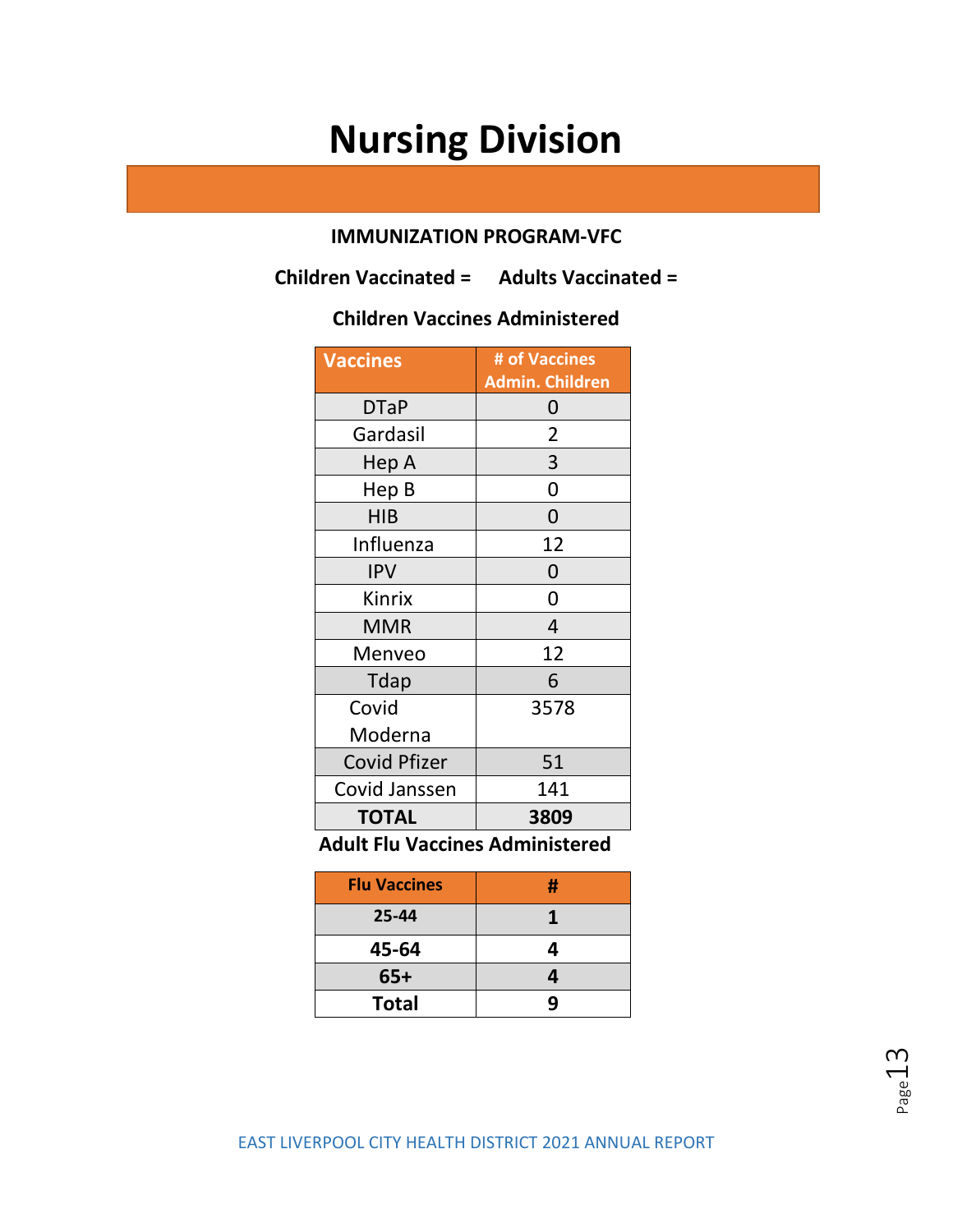# Nursing Division

**IMMUNIZATION PROGRAM-VFC**

**Children Vaccinated = Adults Vaccinated =**

**Children Vaccines Administered**

| Vaccines | # of Vaccines Admin. Children |
|---|---|
| DTaP | 0 |
| Gardasil | 2 |
| Hep A | 3 |
| Hep B | 0 |
| HIB | 0 |
| Influenza | 12 |
| IPV | 0 |
| Kinrix | 0 |
| MMR | 4 |
| Menveo | 12 |
| Tdap | 6 |
| Covid Moderna | 3578 |
| Covid Pfizer | 51 |
| Covid Janssen | 141 |
| **TOTAL** | **3809** |

**Adult Flu Vaccines Administered**

| Flu Vaccines | # |
|---|---|
| **25-44** | **1** |
| **45-64** | **4** |
| **65+** | **4** |
| **Total** | **9** |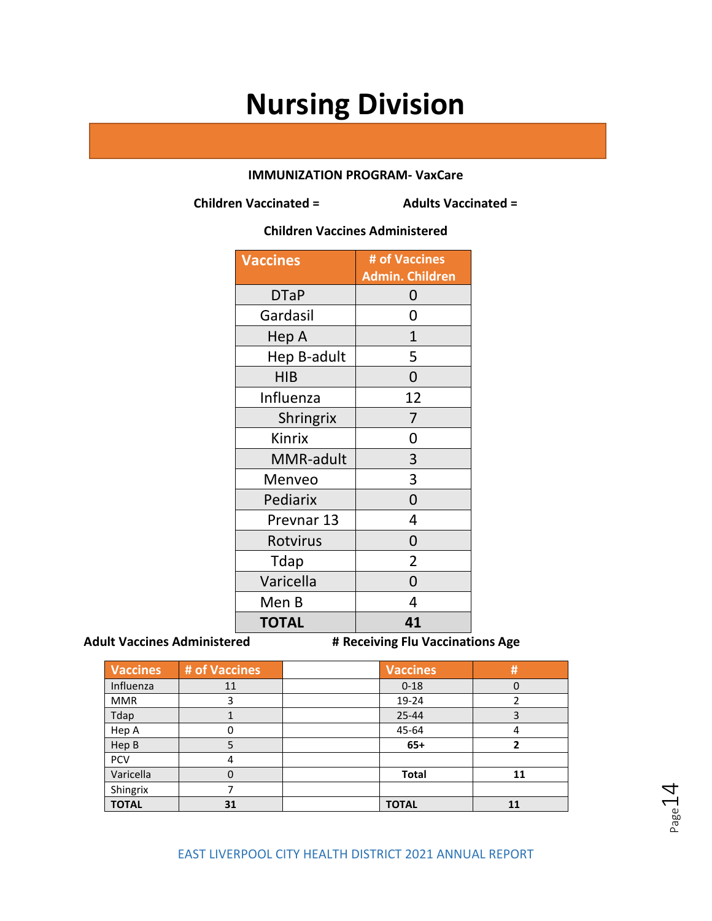# Nursing Division

**IMMUNIZATION PROGRAM- VaxCare**

**Children Vaccinated =** **Adults Vaccinated =**

**Children Vaccines Administered**

| Vaccines | # of Vaccines Admin. Children |
|---|---|
| DTaP | 0 |
| Gardasil | 0 |
| Hep A | 1 |
| Hep B-adult | 5 |
| HIB | 0 |
| Influenza | 12 |
| Shringrix | 7 |
| Kinrix | 0 |
| MMR-adult | 3 |
| Menveo | 3 |
| Pediarix | 0 |
| Prevnar 13 | 4 |
| Rotvirus | 0 |
| Tdap | 2 |
| Varicella | 0 |
| Men B | 4 |
| **TOTAL** | **41** |

**Adult Vaccines Administered**

| Vaccines | # of Vaccines |
|---|---|
| Influenza | 11 |
| MMR | 3 |
| Tdap | 1 |
| Hep A | 0 |
| Hep B | 5 |
| PCV | 4 |
| Varicella | 0 |
| Shingrix | 7 |
| **TOTAL** | **31** |

**# Receiving Flu Vaccinations Age**

| Vaccines | # |
|---|---|
| 0-18 | 0 |
| 19-24 | 2 |
| 25-44 | 3 |
| 45-64 | 4 |
| **65+** | **2** |
| | |
| **Total** | **11** |
| | |
| **TOTAL** | **11** |

EAST LIVERPOOL CITY HEALTH DISTRICT 2021 ANNUAL REPORT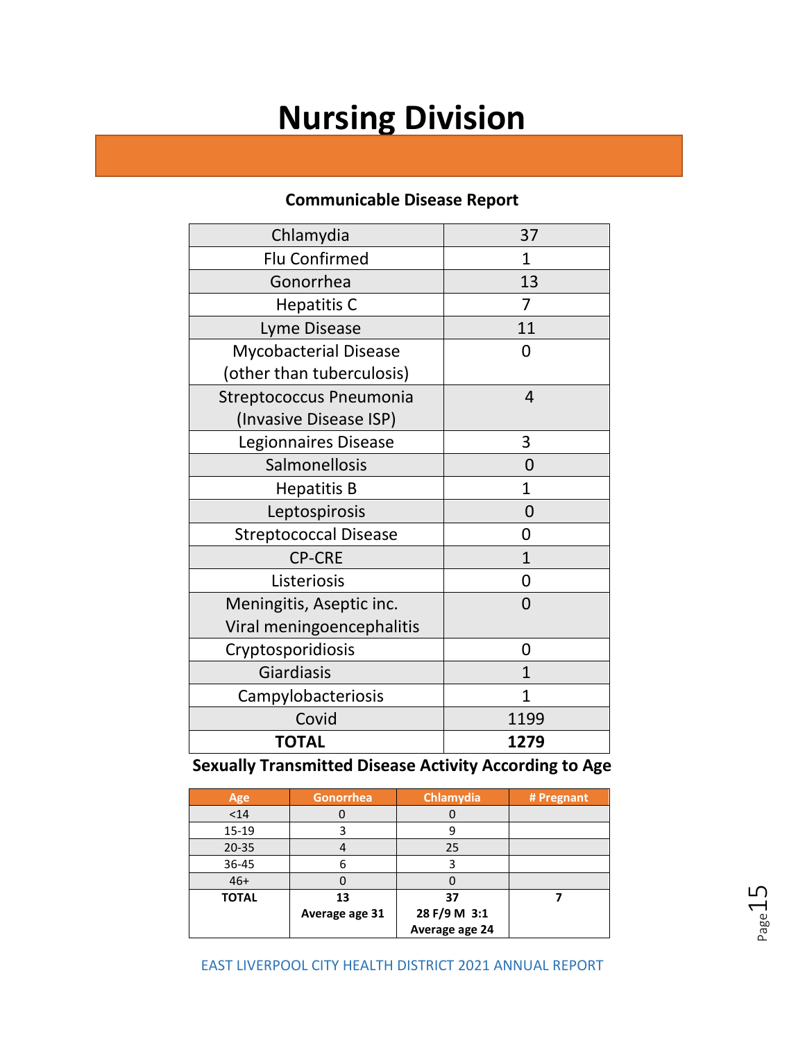# Nursing Division

## Communicable Disease Report

| Disease | Count |
|---|---|
| Chlamydia | 37 |
| Flu Confirmed | 1 |
| Gonorrhea | 13 |
| Hepatitis C | 7 |
| Lyme Disease | 11 |
| Mycobacterial Disease (other than tuberculosis) | 0 |
| Streptococcus Pneumonia (Invasive Disease ISP) | 4 |
| Legionnaires Disease | 3 |
| Salmonellosis | 0 |
| Hepatitis B | 1 |
| Leptospirosis | 0 |
| Streptococcal Disease | 0 |
| CP-CRE | 1 |
| Listeriosis | 0 |
| Meningitis, Aseptic inc. Viral meningoencephalitis | 0 |
| Cryptosporidiosis | 0 |
| Giardiasis | 1 |
| Campylobacteriosis | 1 |
| Covid | 1199 |
| **TOTAL** | **1279** |

## Sexually Transmitted Disease Activity According to Age

| Age | Gonorrhea | Chlamydia | # Pregnant |
|---|---|---|---|
| <14 | 0 | 0 | |
| 15-19 | 3 | 9 | |
| 20-35 | 4 | 25 | |
| 36-45 | 6 | 3 | |
| 46+ | 0 | 0 | |
| **TOTAL** | **13**<br>**Average age 31** | **37**<br>**28 F/9 M 3:1**<br>**Average age 24** | **7** |

EAST LIVERPOOL CITY HEALTH DISTRICT 2021 ANNUAL REPORT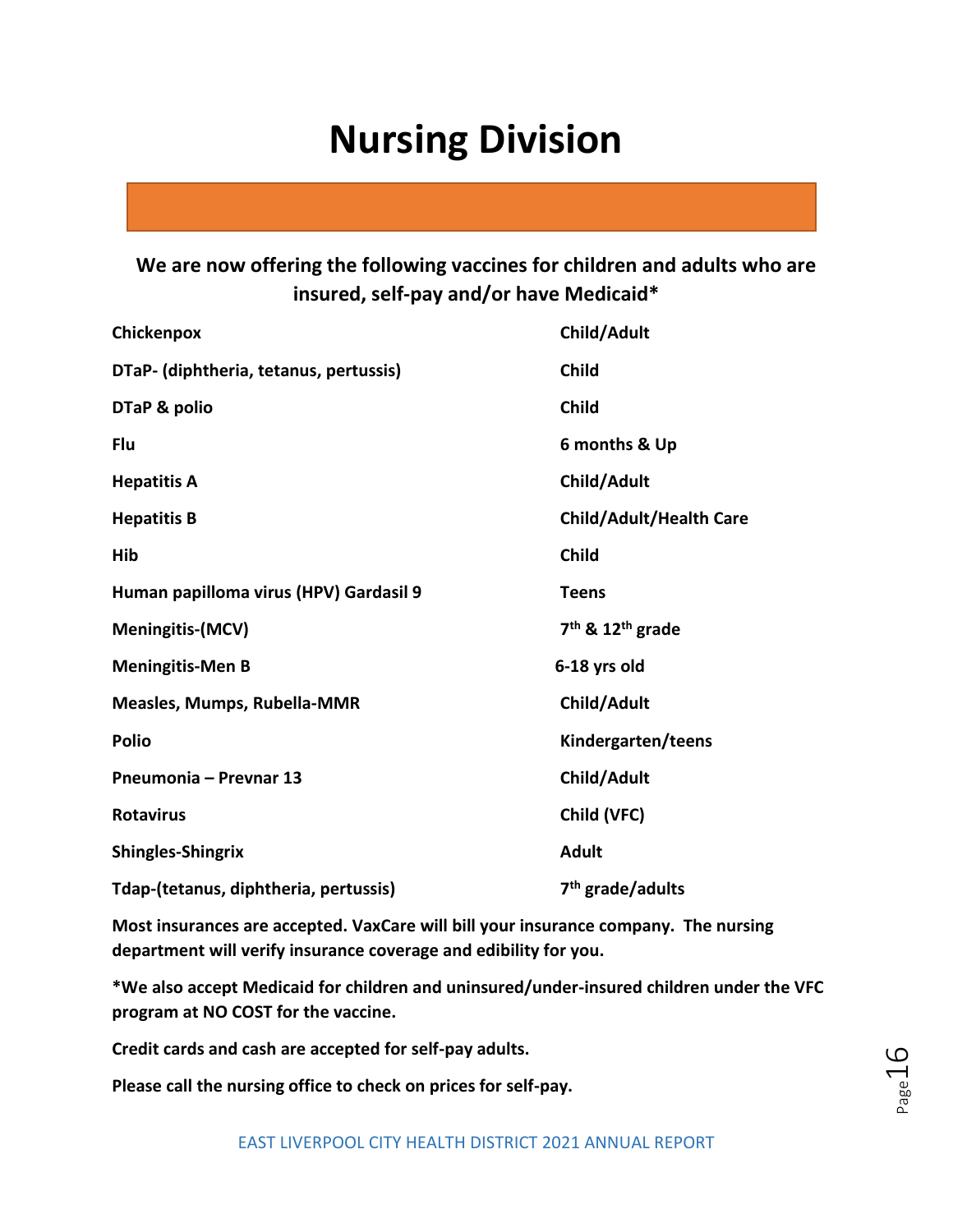# Nursing Division

**We are now offering the following vaccines for children and adults who are insured, self-pay and/or have Medicaid***

| Vaccine | Eligible |
|---|---|
| **Chickenpox** | **Child/Adult** |
| **DTaP- (diphtheria, tetanus, pertussis)** | **Child** |
| **DTaP & polio** | **Child** |
| **Flu** | **6 months & Up** |
| **Hepatitis A** | **Child/Adult** |
| **Hepatitis B** | **Child/Adult/Health Care** |
| **Hib** | **Child** |
| **Human papilloma virus (HPV) Gardasil 9** | **Teens** |
| **Meningitis-(MCV)** | **7th & 12th grade** |
| **Meningitis-Men B** | **6-18 yrs old** |
| **Measles, Mumps, Rubella-MMR** | **Child/Adult** |
| **Polio** | **Kindergarten/teens** |
| **Pneumonia – Prevnar 13** | **Child/Adult** |
| **Rotavirus** | **Child (VFC)** |
| **Shingles-Shingrix** | **Adult** |
| **Tdap-(tetanus, diphtheria, pertussis)** | **7th grade/adults** |

**Most insurances are accepted. VaxCare will bill your insurance company. The nursing department will verify insurance coverage and edibility for you.**

**\*We also accept Medicaid for children and uninsured/under-insured children under the VFC program at NO COST for the vaccine.**

**Credit cards and cash are accepted for self-pay adults.**

**Please call the nursing office to check on prices for self-pay.**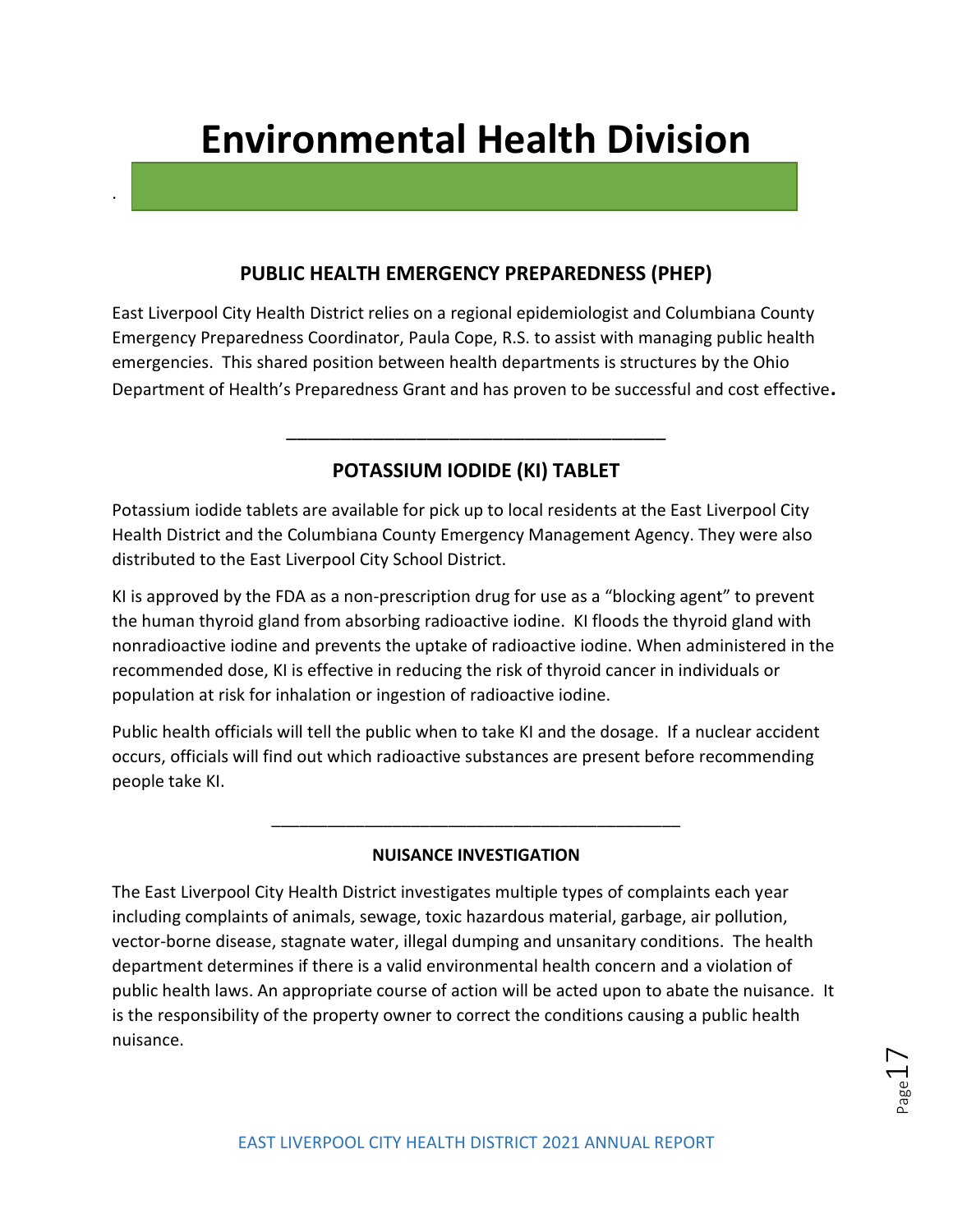# Environmental Health Division

## PUBLIC HEALTH EMERGENCY PREPAREDNESS (PHEP)

East Liverpool City Health District relies on a regional epidemiologist and Columbiana County Emergency Preparedness Coordinator, Paula Cope, R.S. to assist with managing public health emergencies. This shared position between health departments is structures by the Ohio Department of Health's Preparedness Grant and has proven to be successful and cost effective.

---

## POTASSIUM IODIDE (KI) TABLET

Potassium iodide tablets are available for pick up to local residents at the East Liverpool City Health District and the Columbiana County Emergency Management Agency. They were also distributed to the East Liverpool City School District.

KI is approved by the FDA as a non-prescription drug for use as a "blocking agent" to prevent the human thyroid gland from absorbing radioactive iodine. KI floods the thyroid gland with nonradioactive iodine and prevents the uptake of radioactive iodine. When administered in the recommended dose, KI is effective in reducing the risk of thyroid cancer in individuals or population at risk for inhalation or ingestion of radioactive iodine.

Public health officials will tell the public when to take KI and the dosage. If a nuclear accident occurs, officials will find out which radioactive substances are present before recommending people take KI.

---

### NUISANCE INVESTIGATION

The East Liverpool City Health District investigates multiple types of complaints each year including complaints of animals, sewage, toxic hazardous material, garbage, air pollution, vector-borne disease, stagnate water, illegal dumping and unsanitary conditions. The health department determines if there is a valid environmental health concern and a violation of public health laws. An appropriate course of action will be acted upon to abate the nuisance. It is the responsibility of the property owner to correct the conditions causing a public health nuisance.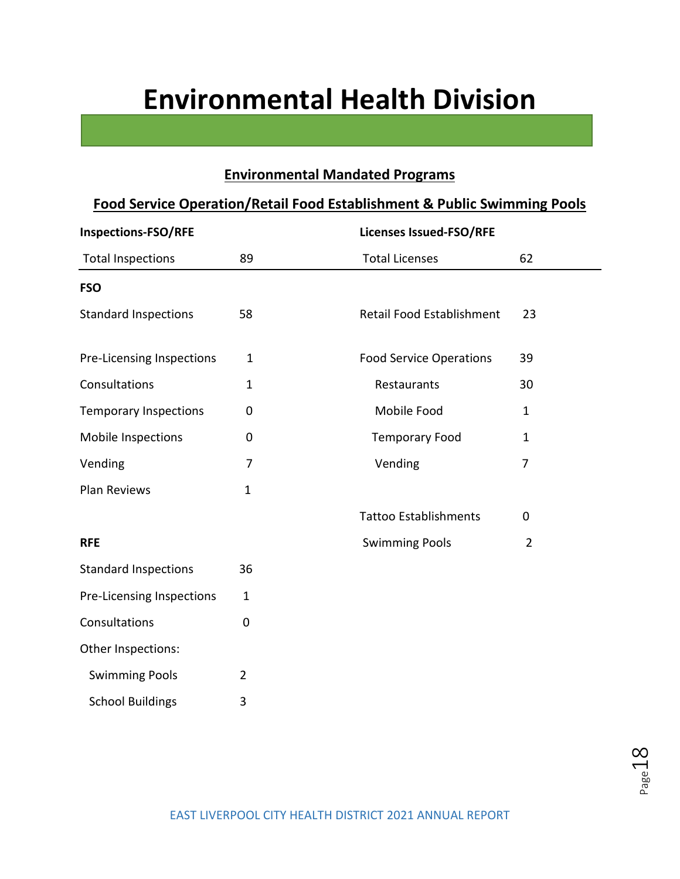# Environmental Health Division

## Environmental Mandated Programs

## Food Service Operation/Retail Food Establishment & Public Swimming Pools

**Inspections-FSO/RFE**

| Total Inspections | 89 |
|---|---|

**FSO**

| | |
|---|---|
| Standard Inspections | 58 |
| Pre-Licensing Inspections | 1 |
| Consultations | 1 |
| Temporary Inspections | 0 |
| Mobile Inspections | 0 |
| Vending | 7 |
| Plan Reviews | 1 |

**RFE**

| | |
|---|---|
| Standard Inspections | 36 |
| Pre-Licensing Inspections | 1 |
| Consultations | 0 |
| Other Inspections: | |
| Swimming Pools | 2 |
| School Buildings | 3 |

**Licenses Issued-FSO/RFE**

| Total Licenses | 62 |
|---|---|
| Retail Food Establishment | 23 |
| Food Service Operations | 39 |
| Restaurants | 30 |
| Mobile Food | 1 |
| Temporary Food | 1 |
| Vending | 7 |
| Tattoo Establishments | 0 |
| Swimming Pools | 2 |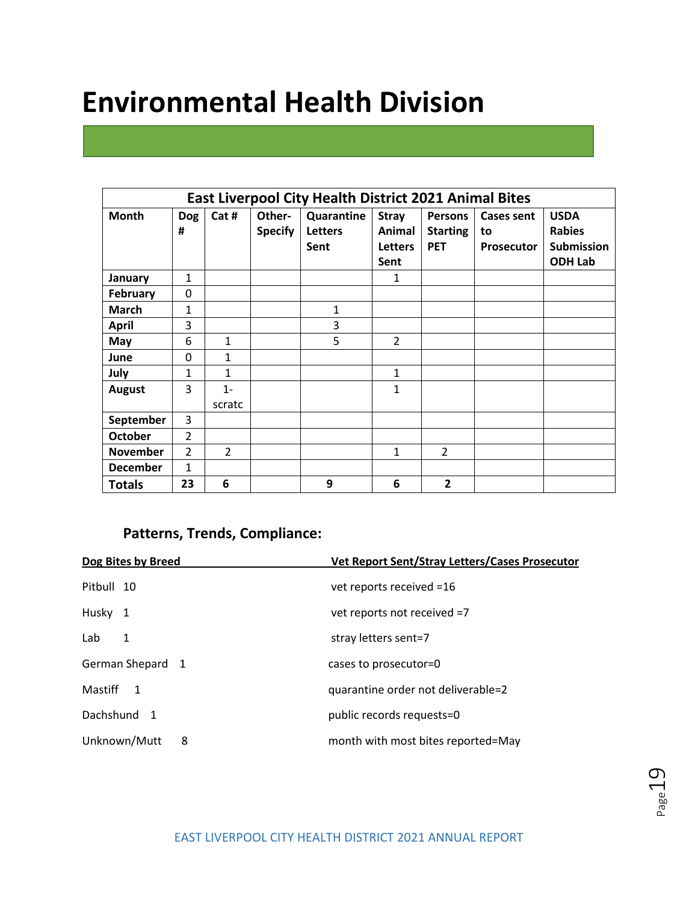# Environmental Health Division

| East Liverpool City Health District 2021 Animal Bites | | | | | | | | |
|---|---|---|---|---|---|---|---|---|
| **Month** | **Dog #** | **Cat #** | **Other-Specify** | **Quarantine Letters Sent** | **Stray Animal Letters Sent** | **Persons Starting PET** | **Cases sent to Prosecutor** | **USDA Rabies Submission ODH Lab** |
| **January** | 1 | | | | 1 | | | |
| **February** | 0 | | | | | | | |
| **March** | 1 | | | 1 | | | | |
| **April** | 3 | | | 3 | | | | |
| **May** | 6 | 1 | | 5 | 2 | | | |
| **June** | 0 | 1 | | | | | | |
| **July** | 1 | 1 | | | 1 | | | |
| **August** | 3 | 1-scratc | | | 1 | | | |
| **September** | 3 | | | | | | | |
| **October** | 2 | | | | | | | |
| **November** | 2 | 2 | | | 1 | 2 | | |
| **December** | 1 | | | | | | | |
| **Totals** | **23** | **6** | | **9** | **6** | **2** | | |

### Patterns, Trends, Compliance:

| Dog Bites by Breed | Vet Report Sent/Stray Letters/Cases Prosecutor |
|---|---|
| Pitbull 10 | vet reports received =16 |
| Husky 1 | vet reports not received =7 |
| Lab 1 | stray letters sent=7 |
| German Shepard 1 | cases to prosecutor=0 |
| Mastiff 1 | quarantine order not deliverable=2 |
| Dachshund 1 | public records requests=0 |
| Unknown/Mutt 8 | month with most bites reported=May |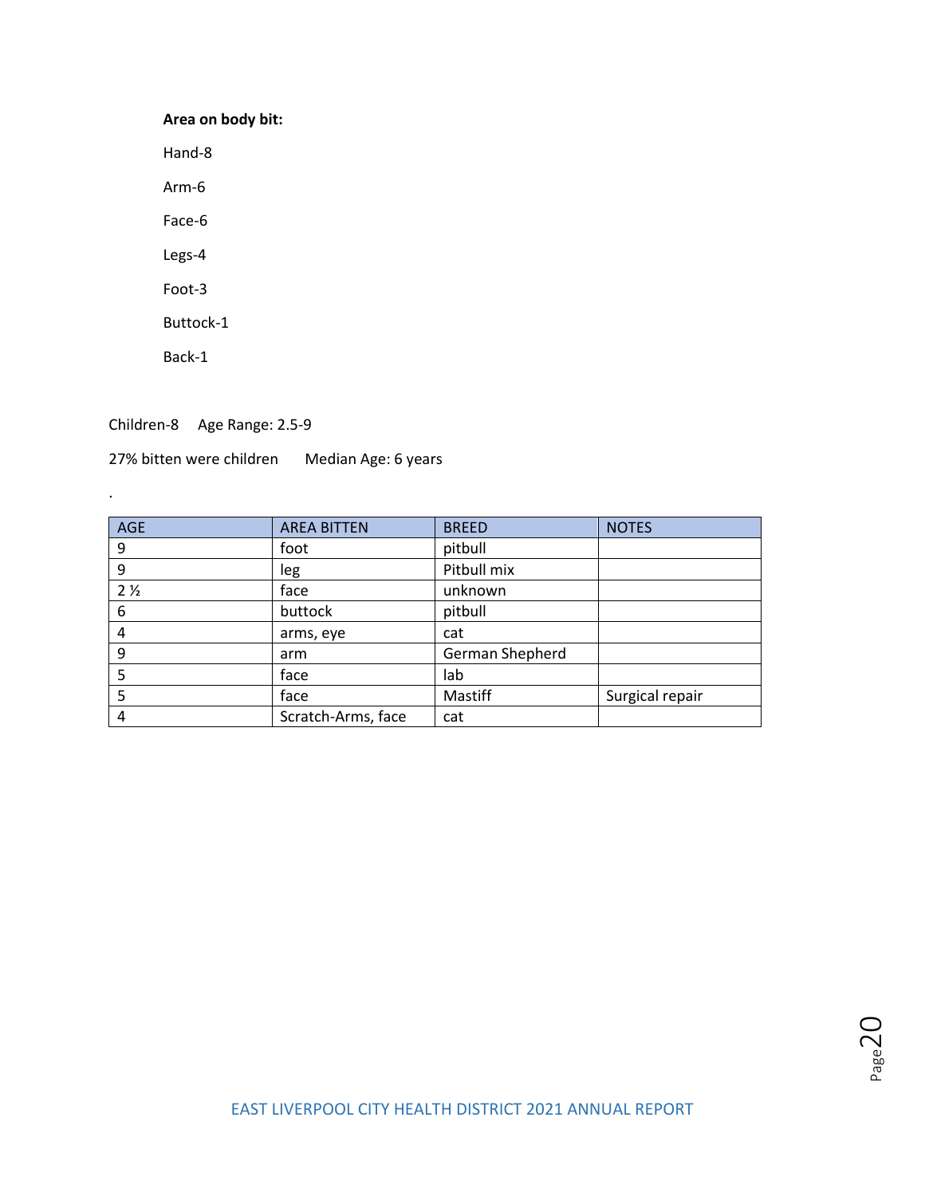**Area on body bit:**

Hand-8

Arm-6

Face-6

Legs-4

Foot-3

Buttock-1

Back-1

Children-8 Age Range: 2.5-9

27% bitten were children Median Age: 6 years

.

| AGE | AREA BITTEN | BREED | NOTES |
|---|---|---|---|
| 9 | foot | pitbull | |
| 9 | leg | Pitbull mix | |
| 2 ½ | face | unknown | |
| 6 | buttock | pitbull | |
| 4 | arms, eye | cat | |
| 9 | arm | German Shepherd | |
| 5 | face | lab | |
| 5 | face | Mastiff | Surgical repair |
| 4 | Scratch-Arms, face | cat | |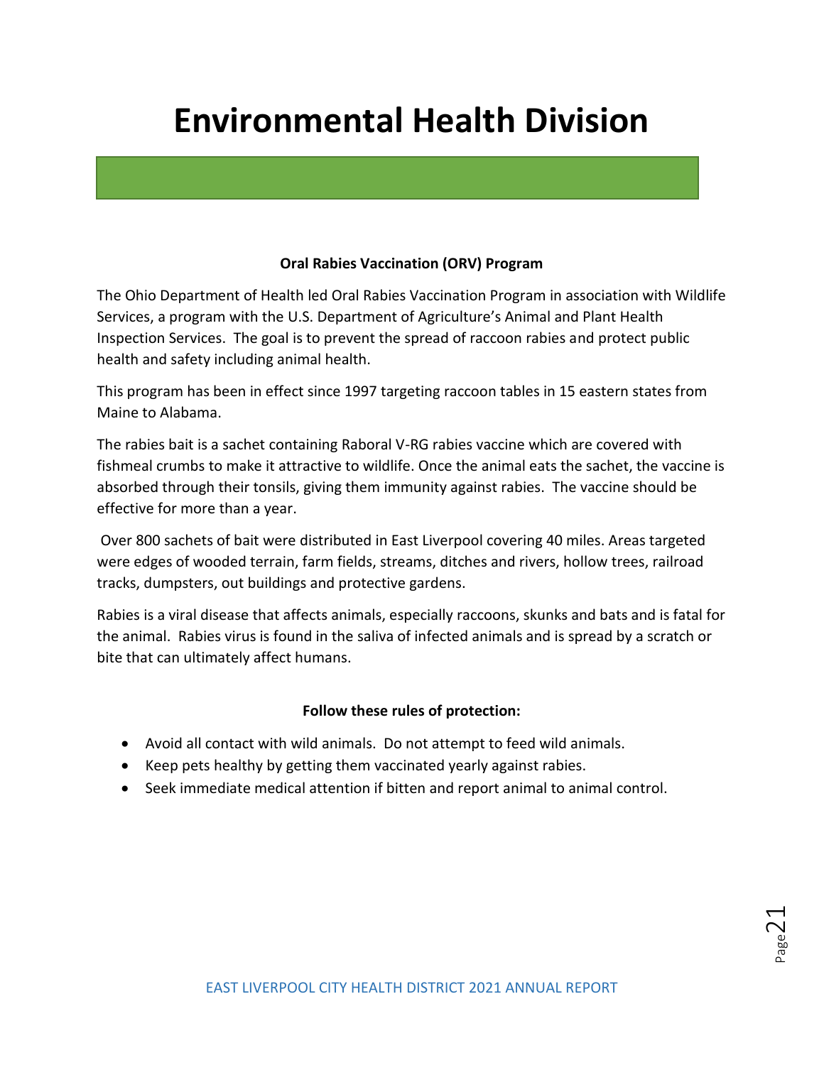# Environmental Health Division

**Oral Rabies Vaccination (ORV) Program**

The Ohio Department of Health led Oral Rabies Vaccination Program in association with Wildlife Services, a program with the U.S. Department of Agriculture's Animal and Plant Health Inspection Services. The goal is to prevent the spread of raccoon rabies and protect public health and safety including animal health.

This program has been in effect since 1997 targeting raccoon tables in 15 eastern states from Maine to Alabama.

The rabies bait is a sachet containing Raboral V-RG rabies vaccine which are covered with fishmeal crumbs to make it attractive to wildlife. Once the animal eats the sachet, the vaccine is absorbed through their tonsils, giving them immunity against rabies. The vaccine should be effective for more than a year.

Over 800 sachets of bait were distributed in East Liverpool covering 40 miles. Areas targeted were edges of wooded terrain, farm fields, streams, ditches and rivers, hollow trees, railroad tracks, dumpsters, out buildings and protective gardens.

Rabies is a viral disease that affects animals, especially raccoons, skunks and bats and is fatal for the animal. Rabies virus is found in the saliva of infected animals and is spread by a scratch or bite that can ultimately affect humans.

**Follow these rules of protection:**

- Avoid all contact with wild animals. Do not attempt to feed wild animals.
- Keep pets healthy by getting them vaccinated yearly against rabies.
- Seek immediate medical attention if bitten and report animal to animal control.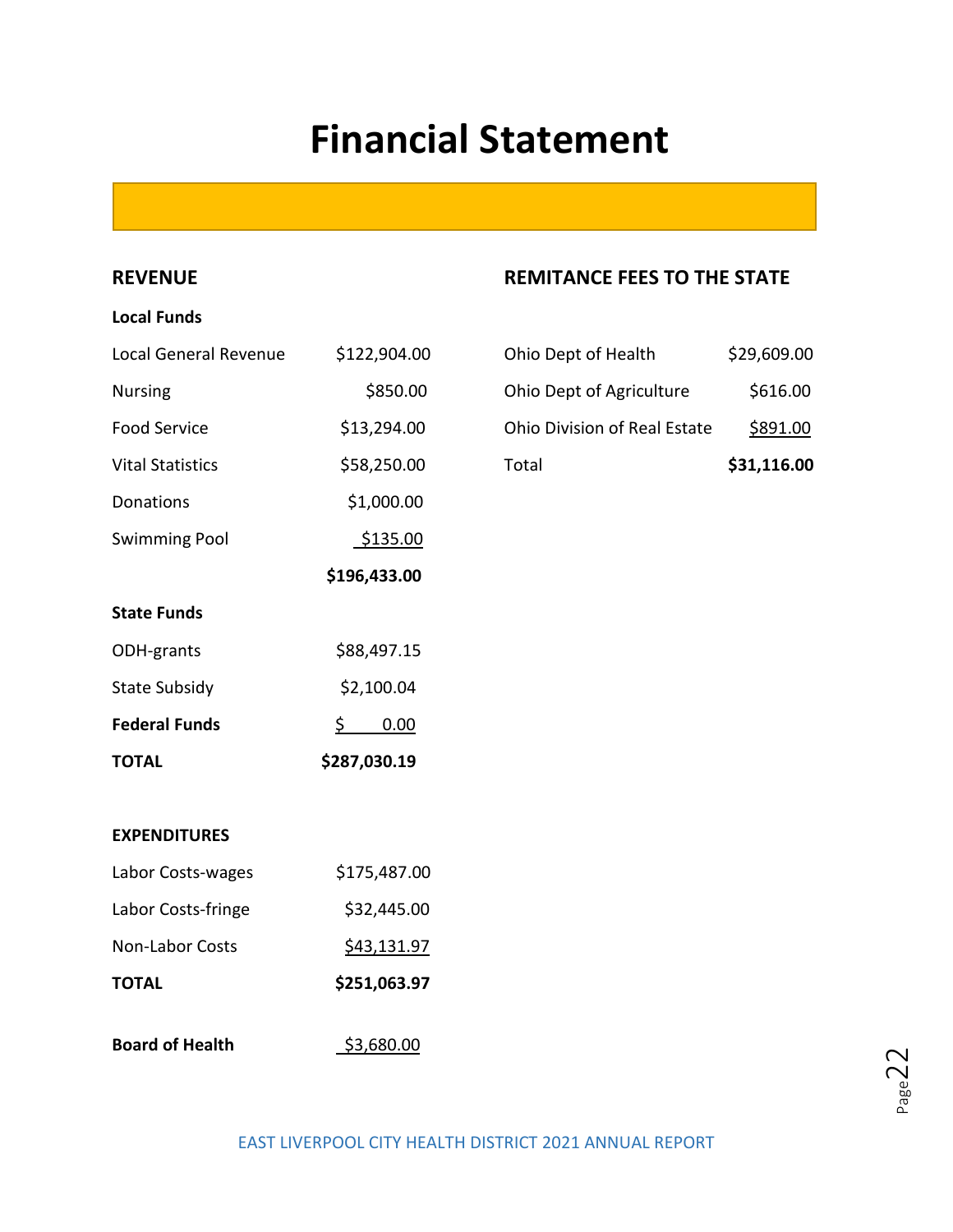# Financial Statement

## REVENUE

**Local Funds**

| | |
|---|---|
| Local General Revenue | $122,904.00 |
| Nursing | $850.00 |
| Food Service | $13,294.00 |
| Vital Statistics | $58,250.00 |
| Donations | $1,000.00 |
| Swimming Pool | $135.00 |
| | **$196,433.00** |

**State Funds**

| | |
|---|---|
| ODH-grants | $88,497.15 |
| State Subsidy | $2,100.04 |
| **Federal Funds** | $ 0.00 |
| **TOTAL** | **$287,030.19** |

## EXPENDITURES

| | |
|---|---|
| Labor Costs-wages | $175,487.00 |
| Labor Costs-fringe | $32,445.00 |
| Non-Labor Costs | $43,131.97 |
| **TOTAL** | **$251,063.97** |

| | |
|---|---|
| **Board of Health** | $3,680.00 |

## REMITANCE FEES TO THE STATE

| | |
|---|---|
| Ohio Dept of Health | $29,609.00 |
| Ohio Dept of Agriculture | $616.00 |
| Ohio Division of Real Estate | $891.00 |
| Total | **$31,116.00** |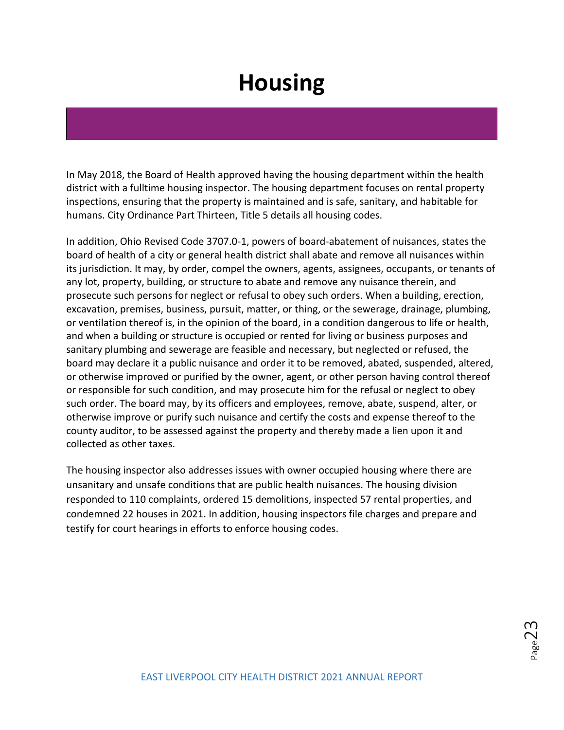# Housing

In May 2018, the Board of Health approved having the housing department within the health district with a fulltime housing inspector. The housing department focuses on rental property inspections, ensuring that the property is maintained and is safe, sanitary, and habitable for humans. City Ordinance Part Thirteen, Title 5 details all housing codes.

In addition, Ohio Revised Code 3707.0-1, powers of board-abatement of nuisances, states the board of health of a city or general health district shall abate and remove all nuisances within its jurisdiction. It may, by order, compel the owners, agents, assignees, occupants, or tenants of any lot, property, building, or structure to abate and remove any nuisance therein, and prosecute such persons for neglect or refusal to obey such orders. When a building, erection, excavation, premises, business, pursuit, matter, or thing, or the sewerage, drainage, plumbing, or ventilation thereof is, in the opinion of the board, in a condition dangerous to life or health, and when a building or structure is occupied or rented for living or business purposes and sanitary plumbing and sewerage are feasible and necessary, but neglected or refused, the board may declare it a public nuisance and order it to be removed, abated, suspended, altered, or otherwise improved or purified by the owner, agent, or other person having control thereof or responsible for such condition, and may prosecute him for the refusal or neglect to obey such order. The board may, by its officers and employees, remove, abate, suspend, alter, or otherwise improve or purify such nuisance and certify the costs and expense thereof to the county auditor, to be assessed against the property and thereby made a lien upon it and collected as other taxes.

The housing inspector also addresses issues with owner occupied housing where there are unsanitary and unsafe conditions that are public health nuisances. The housing division responded to 110 complaints, ordered 15 demolitions, inspected 57 rental properties, and condemned 22 houses in 2021. In addition, housing inspectors file charges and prepare and testify for court hearings in efforts to enforce housing codes.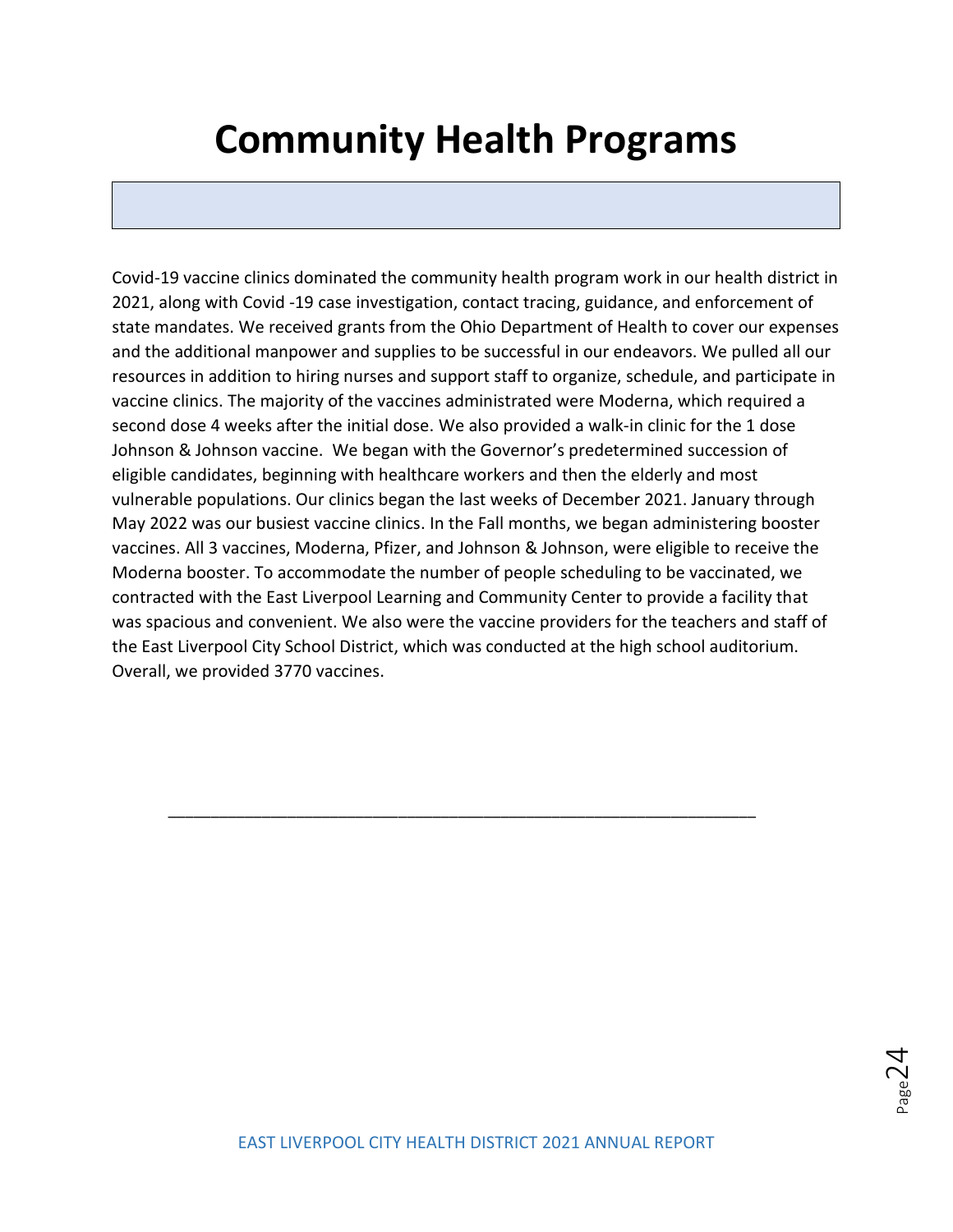# Community Health Programs

Covid-19 vaccine clinics dominated the community health program work in our health district in 2021, along with Covid -19 case investigation, contact tracing, guidance, and enforcement of state mandates. We received grants from the Ohio Department of Health to cover our expenses and the additional manpower and supplies to be successful in our endeavors. We pulled all our resources in addition to hiring nurses and support staff to organize, schedule, and participate in vaccine clinics. The majority of the vaccines administrated were Moderna, which required a second dose 4 weeks after the initial dose. We also provided a walk-in clinic for the 1 dose Johnson & Johnson vaccine. We began with the Governor's predetermined succession of eligible candidates, beginning with healthcare workers and then the elderly and most vulnerable populations. Our clinics began the last weeks of December 2021. January through May 2022 was our busiest vaccine clinics. In the Fall months, we began administering booster vaccines. All 3 vaccines, Moderna, Pfizer, and Johnson & Johnson, were eligible to receive the Moderna booster. To accommodate the number of people scheduling to be vaccinated, we contracted with the East Liverpool Learning and Community Center to provide a facility that was spacious and convenient. We also were the vaccine providers for the teachers and staff of the East Liverpool City School District, which was conducted at the high school auditorium. Overall, we provided 3770 vaccines.

---